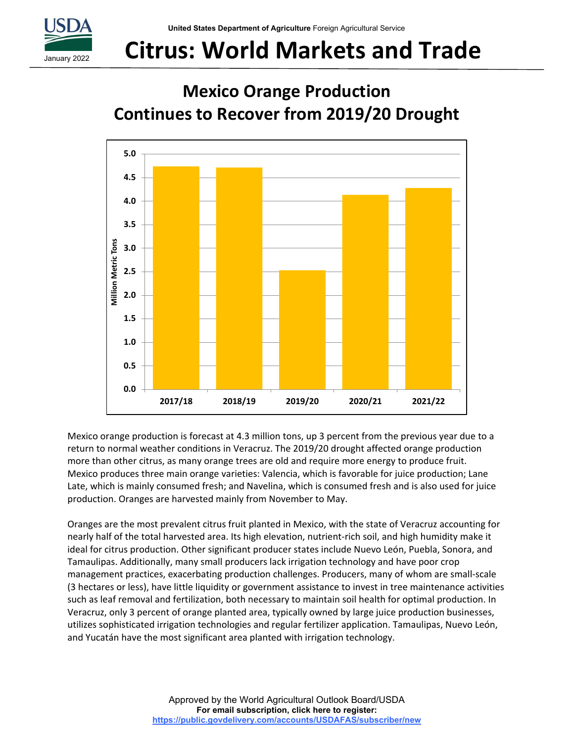United States Department of Agriculture Foreign Agricultural Service

January 2022

# Citrus: World Markets and Trade

## Mexico Orange Production Continues to Recover from 2019/20 Drought

Mexico orange production is forecast at 4.3 million tons, up 3 percent from the previous year due to a return to normal weather conditions in Veracruz. The 2019/20 drought affected orange production more than other citrus, as many orange trees are old and require more energy to produce fruit. Mexico produces three main orange varieties: Valencia, which is favorable for juice production; Lane Late, which is mainly consumed fresh; and Navelina, which is consumed fresh and is also used for juice production. Oranges are harvested mainly from November to May.

Oranges are the most prevalent citrus fruit planted in Mexico, with the state of Veracruz accounting for nearly half of the total harvested area. Its high elevation, nutrient-rich soil, and high humidity make it ideal for citrus production. Other significant producer states include Nuevo León, Puebla, Sonora, and Tamaulipas. Additionally, many small producers lack irrigation technology and have poor crop management practices, exacerbating production challenges. Producers, many of whom are small-scale (3 hectares or less), have little liquidity or government assistance to invest in tree maintenance activities such as leaf removal and fertilization, both necessary to maintain soil health for optimal production. In Veracruz, only 3 percent of orange planted area, typically owned by large juice production businesses, utilizes sophisticated irrigation technologies and regular fertilizer application. Tamaulipas, Nuevo León, and Yucatán have the most significant area planted with irrigation technology.

Approved by the World Agricultural Outlook Board/USDA

**For email subscription, click here to register:**

**https://public.govdelivery.com/accounts/USDAFAS/subscriber/new**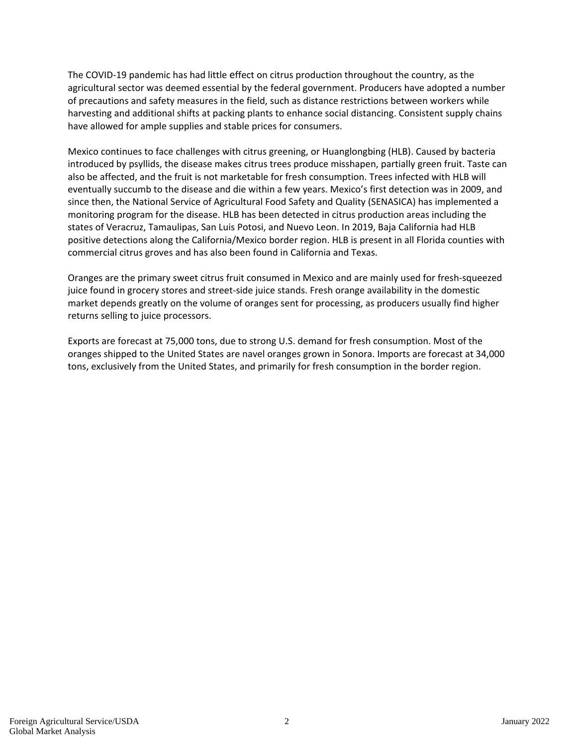The COVID-19 pandemic has had little effect on citrus production throughout the country, as the agricultural sector was deemed essential by the federal government. Producers have adopted a number of precautions and safety measures in the field, such as distance restrictions between workers while harvesting and additional shifts at packing plants to enhance social distancing. Consistent supply chains have allowed for ample supplies and stable prices for consumers.

Mexico continues to face challenges with citrus greening, or Huanglongbing (HLB). Caused by bacteria introduced by psyllids, the disease makes citrus trees produce misshapen, partially green fruit. Taste can also be affected, and the fruit is not marketable for fresh consumption. Trees infected with HLB will eventually succumb to the disease and die within a few years. Mexico's first detection was in 2009, and since then, the National Service of Agricultural Food Safety and Quality (SENASICA) has implemented a monitoring program for the disease. HLB has been detected in citrus production areas including the states of Veracruz, Tamaulipas, San Luis Potosi, and Nuevo Leon. In 2019, Baja California had HLB positive detections along the California/Mexico border region. HLB is present in all Florida counties with commercial citrus groves and has also been found in California and Texas.

Oranges are the primary sweet citrus fruit consumed in Mexico and are mainly used for fresh-squeezed juice found in grocery stores and street-side juice stands. Fresh orange availability in the domestic market depends greatly on the volume of oranges sent for processing, as producers usually find higher returns selling to juice processors.

Exports are forecast at 75,000 tons, due to strong U.S. demand for fresh consumption. Most of the oranges shipped to the United States are navel oranges grown in Sonora. Imports are forecast at 34,000 tons, exclusively from the United States, and primarily for fresh consumption in the border region.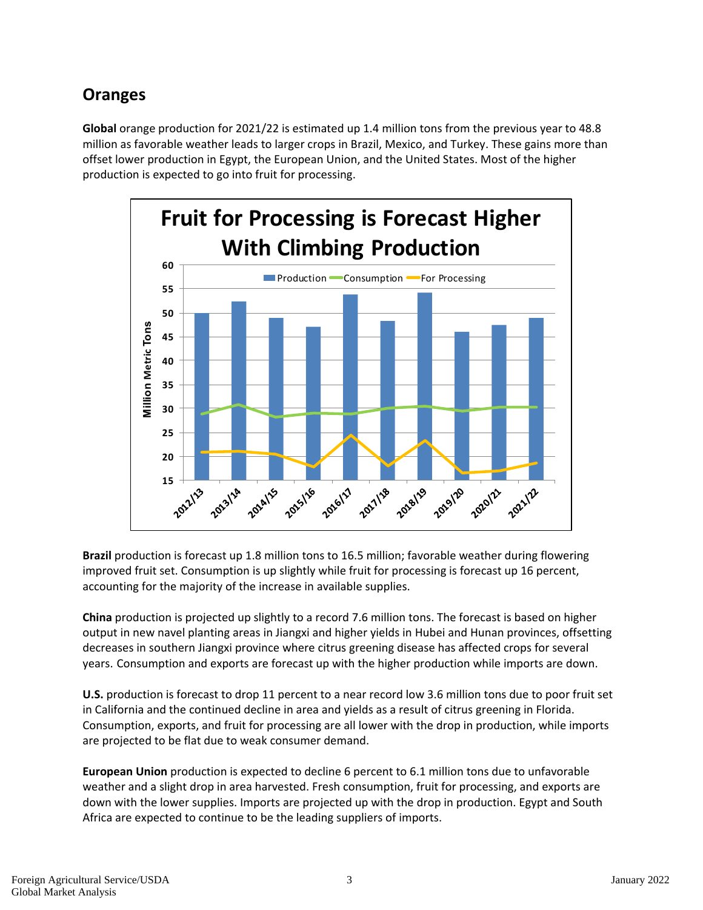## Oranges

**Global** orange production for 2021/22 is estimated up 1.4 million tons from the previous year to 48.8 million as favorable weather leads to larger crops in Brazil, Mexico, and Turkey. These gains more than offset lower production in Egypt, the European Union, and the United States. Most of the higher production is expected to go into fruit for processing.

**Brazil** production is forecast up 1.8 million tons to 16.5 million; favorable weather during flowering improved fruit set. Consumption is up slightly while fruit for processing is forecast up 16 percent, accounting for the majority of the increase in available supplies.

**China** production is projected up slightly to a record 7.6 million tons. The forecast is based on higher output in new navel planting areas in Jiangxi and higher yields in Hubei and Hunan provinces, offsetting decreases in southern Jiangxi province where citrus greening disease has affected crops for several years. Consumption and exports are forecast up with the higher production while imports are down.

**U.S.** production is forecast to drop 11 percent to a near record low 3.6 million tons due to poor fruit set in California and the continued decline in area and yields as a result of citrus greening in Florida. Consumption, exports, and fruit for processing are all lower with the drop in production, while imports are projected to be flat due to weak consumer demand.

**European Union** production is expected to decline 6 percent to 6.1 million tons due to unfavorable weather and a slight drop in area harvested. Fresh consumption, fruit for processing, and exports are down with the lower supplies. Imports are projected up with the drop in production. Egypt and South Africa are expected to continue to be the leading suppliers of imports.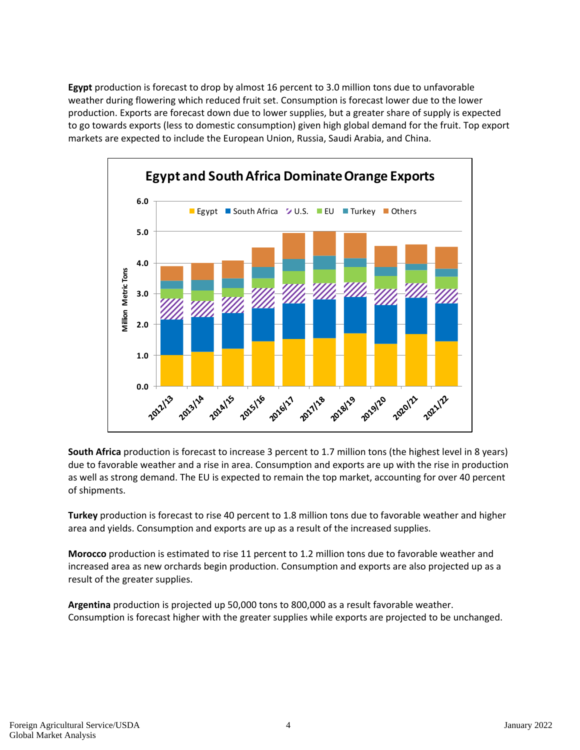**Egypt** production is forecast to drop by almost 16 percent to 3.0 million tons due to unfavorable weather during flowering which reduced fruit set. Consumption is forecast lower due to the lower production. Exports are forecast down due to lower supplies, but a greater share of supply is expected to go towards exports (less to domestic consumption) given high global demand for the fruit. Top export markets are expected to include the European Union, Russia, Saudi Arabia, and China.

**Egypt and South Africa Dominate Orange Exports**

**South Africa** production is forecast to increase 3 percent to 1.7 million tons (the highest level in 8 years) due to favorable weather and a rise in area. Consumption and exports are up with the rise in production as well as strong demand. The EU is expected to remain the top market, accounting for over 40 percent of shipments.

**Turkey** production is forecast to rise 40 percent to 1.8 million tons due to favorable weather and higher area and yields. Consumption and exports are up as a result of the increased supplies.

**Morocco** production is estimated to rise 11 percent to 1.2 million tons due to favorable weather and increased area as new orchards begin production. Consumption and exports are also projected up as a result of the greater supplies.

**Argentina** production is projected up 50,000 tons to 800,000 as a result favorable weather. Consumption is forecast higher with the greater supplies while exports are projected to be unchanged.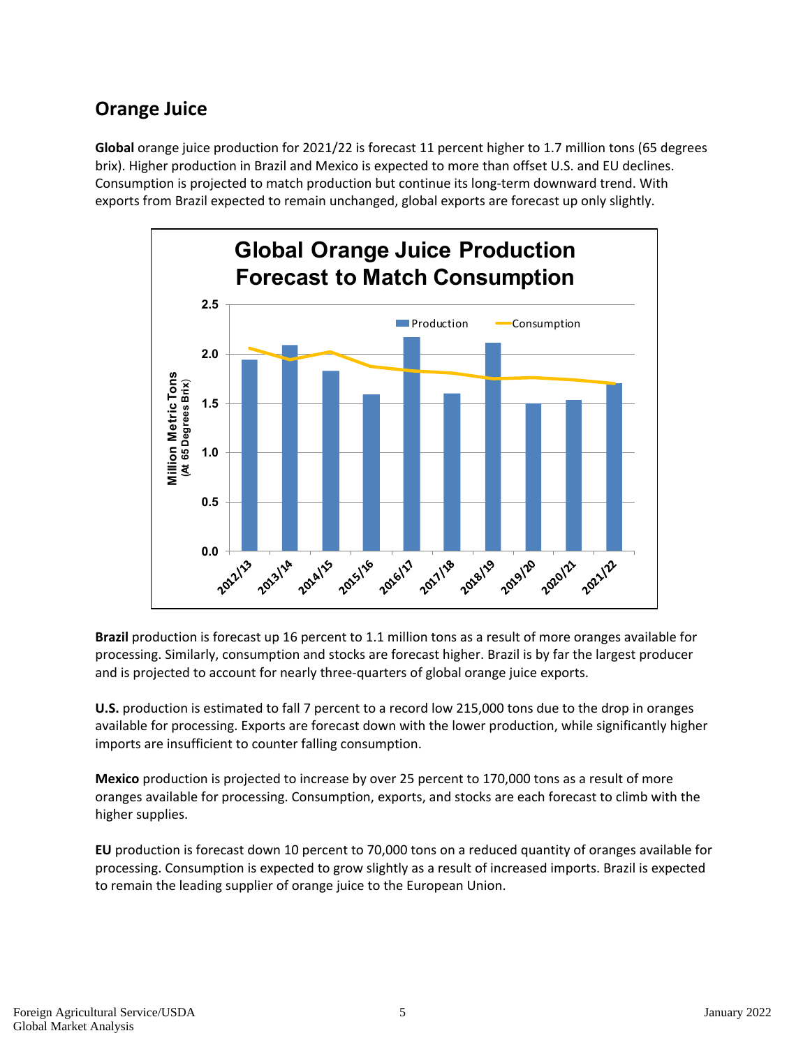## Orange Juice

**Global** orange juice production for 2021/22 is forecast 11 percent higher to 1.7 million tons (65 degrees brix). Higher production in Brazil and Mexico is expected to more than offset U.S. and EU declines. Consumption is projected to match production but continue its long-term downward trend. With exports from Brazil expected to remain unchanged, global exports are forecast up only slightly.

**Brazil** production is forecast up 16 percent to 1.1 million tons as a result of more oranges available for processing. Similarly, consumption and stocks are forecast higher. Brazil is by far the largest producer and is projected to account for nearly three-quarters of global orange juice exports.

**U.S.** production is estimated to fall 7 percent to a record low 215,000 tons due to the drop in oranges available for processing. Exports are forecast down with the lower production, while significantly higher imports are insufficient to counter falling consumption.

**Mexico** production is projected to increase by over 25 percent to 170,000 tons as a result of more oranges available for processing. Consumption, exports, and stocks are each forecast to climb with the higher supplies.

**EU** production is forecast down 10 percent to 70,000 tons on a reduced quantity of oranges available for processing. Consumption is expected to grow slightly as a result of increased imports. Brazil is expected to remain the leading supplier of orange juice to the European Union.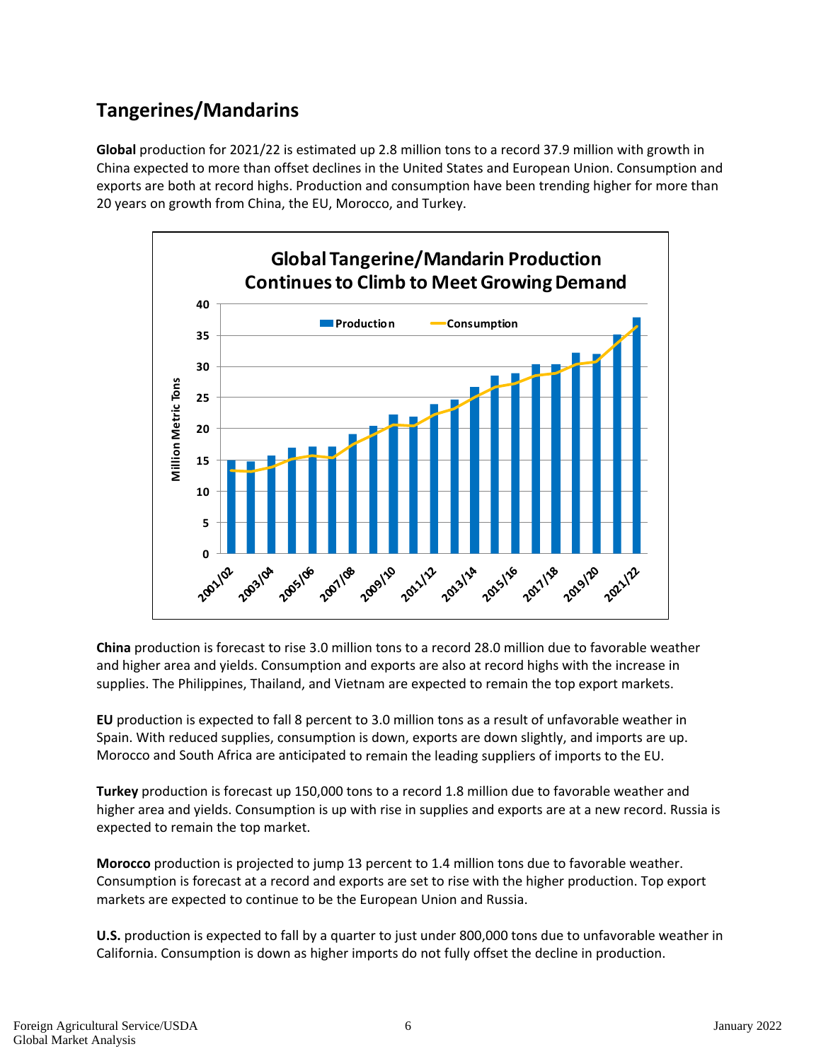## Tangerines/Mandarins

**Global** production for 2021/22 is estimated up 2.8 million tons to a record 37.9 million with growth in China expected to more than offset declines in the United States and European Union. Consumption and exports are both at record highs. Production and consumption have been trending higher for more than 20 years on growth from China, the EU, Morocco, and Turkey.

**China** production is forecast to rise 3.0 million tons to a record 28.0 million due to favorable weather and higher area and yields. Consumption and exports are also at record highs with the increase in supplies. The Philippines, Thailand, and Vietnam are expected to remain the top export markets.

**EU** production is expected to fall 8 percent to 3.0 million tons as a result of unfavorable weather in Spain. With reduced supplies, consumption is down, exports are down slightly, and imports are up. Morocco and South Africa are anticipated to remain the leading suppliers of imports to the EU.

**Turkey** production is forecast up 150,000 tons to a record 1.8 million due to favorable weather and higher area and yields. Consumption is up with rise in supplies and exports are at a new record. Russia is expected to remain the top market.

**Morocco** production is projected to jump 13 percent to 1.4 million tons due to favorable weather. Consumption is forecast at a record and exports are set to rise with the higher production. Top export markets are expected to continue to be the European Union and Russia.

**U.S.** production is expected to fall by a quarter to just under 800,000 tons due to unfavorable weather in California. Consumption is down as higher imports do not fully offset the decline in production.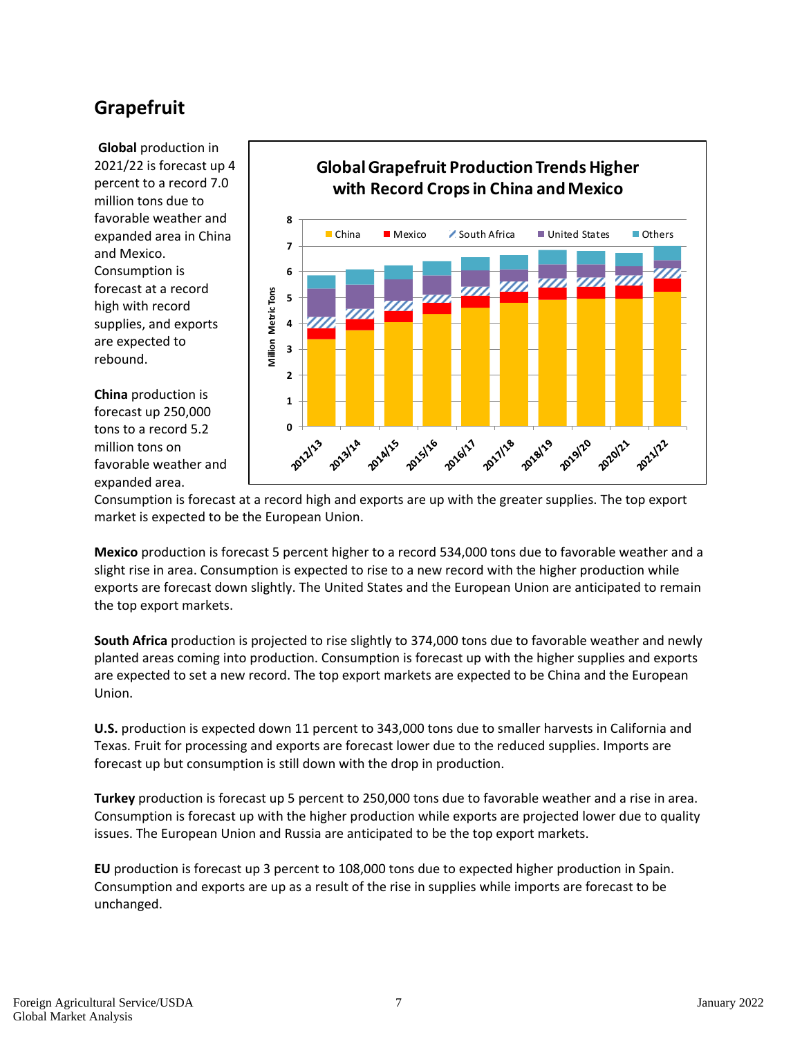## Grapefruit

**Global** production in 2021/22 is forecast up 4 percent to a record 7.0 million tons due to favorable weather and expanded area in China and Mexico. Consumption is forecast at a record high with record supplies, and exports are expected to rebound.

**China** production is forecast up 250,000 tons to a record 5.2 million tons on favorable weather and expanded area. Consumption is forecast at a record high and exports are up with the greater supplies. The top export market is expected to be the European Union.

**Mexico** production is forecast 5 percent higher to a record 534,000 tons due to favorable weather and a slight rise in area. Consumption is expected to rise to a new record with the higher production while exports are forecast down slightly. The United States and the European Union are anticipated to remain the top export markets.

**South Africa** production is projected to rise slightly to 374,000 tons due to favorable weather and newly planted areas coming into production. Consumption is forecast up with the higher supplies and exports are expected to set a new record. The top export markets are expected to be China and the European Union.

**U.S.** production is expected down 11 percent to 343,000 tons due to smaller harvests in California and Texas. Fruit for processing and exports are forecast lower due to the reduced supplies. Imports are forecast up but consumption is still down with the drop in production.

**Turkey** production is forecast up 5 percent to 250,000 tons due to favorable weather and a rise in area. Consumption is forecast up with the higher production while exports are projected lower due to quality issues. The European Union and Russia are anticipated to be the top export markets.

**EU** production is forecast up 3 percent to 108,000 tons due to expected higher production in Spain. Consumption and exports are up as a result of the rise in supplies while imports are forecast to be unchanged.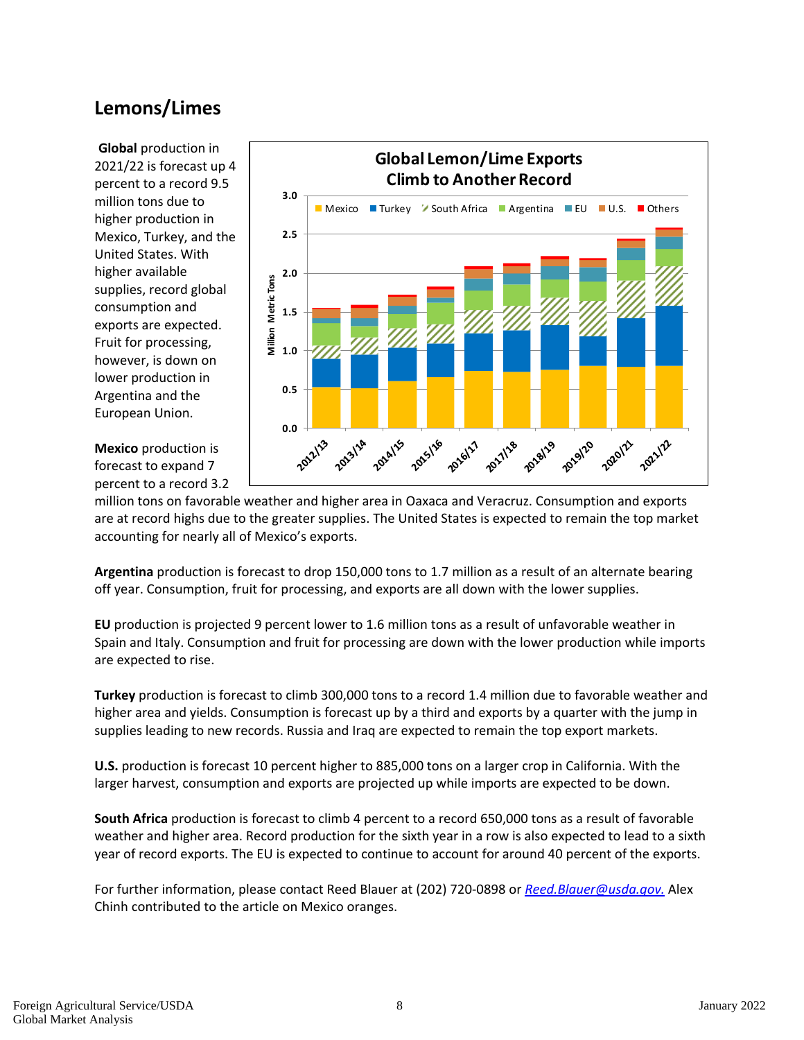## Lemons/Limes

**Global** production in 2021/22 is forecast up 4 percent to a record 9.5 million tons due to higher production in Mexico, Turkey, and the United States. With higher available supplies, record global consumption and exports are expected. Fruit for processing, however, is down on lower production in Argentina and the European Union.

**Mexico** production is forecast to expand 7 percent to a record 3.2 million tons on favorable weather and higher area in Oaxaca and Veracruz. Consumption and exports are at record highs due to the greater supplies. The United States is expected to remain the top market accounting for nearly all of Mexico's exports.

**Argentina** production is forecast to drop 150,000 tons to 1.7 million as a result of an alternate bearing off year. Consumption, fruit for processing, and exports are all down with the lower supplies.

**EU** production is projected 9 percent lower to 1.6 million tons as a result of unfavorable weather in Spain and Italy. Consumption and fruit for processing are down with the lower production while imports are expected to rise.

**Turkey** production is forecast to climb 300,000 tons to a record 1.4 million due to favorable weather and higher area and yields. Consumption is forecast up by a third and exports by a quarter with the jump in supplies leading to new records. Russia and Iraq are expected to remain the top export markets.

**U.S.** production is forecast 10 percent higher to 885,000 tons on a larger crop in California. With the larger harvest, consumption and exports are projected up while imports are expected to be down.

**South Africa** production is forecast to climb 4 percent to a record 650,000 tons as a result of favorable weather and higher area. Record production for the sixth year in a row is also expected to lead to a sixth year of record exports. The EU is expected to continue to account for around 40 percent of the exports.

For further information, please contact Reed Blauer at (202) 720-0898 or *Reed.Blauer@usda.gov.* Alex Chinh contributed to the article on Mexico oranges.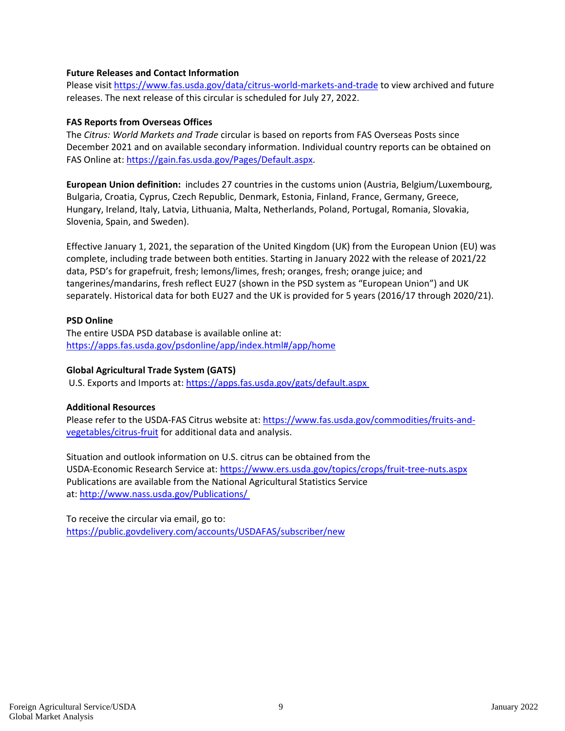**Future Releases and Contact Information**
Please visit https://www.fas.usda.gov/data/citrus-world-markets-and-trade to view archived and future releases. The next release of this circular is scheduled for July 27, 2022.

**FAS Reports from Overseas Offices**
The *Citrus: World Markets and Trade* circular is based on reports from FAS Overseas Posts since December 2021 and on available secondary information. Individual country reports can be obtained on FAS Online at: https://gain.fas.usda.gov/Pages/Default.aspx.

**European Union definition:** includes 27 countries in the customs union (Austria, Belgium/Luxembourg, Bulgaria, Croatia, Cyprus, Czech Republic, Denmark, Estonia, Finland, France, Germany, Greece, Hungary, Ireland, Italy, Latvia, Lithuania, Malta, Netherlands, Poland, Portugal, Romania, Slovakia, Slovenia, Spain, and Sweden).

Effective January 1, 2021, the separation of the United Kingdom (UK) from the European Union (EU) was complete, including trade between both entities. Starting in January 2022 with the release of 2021/22 data, PSD's for grapefruit, fresh; lemons/limes, fresh; oranges, fresh; orange juice; and tangerines/mandarins, fresh reflect EU27 (shown in the PSD system as "European Union") and UK separately. Historical data for both EU27 and the UK is provided for 5 years (2016/17 through 2020/21).

**PSD Online**
The entire USDA PSD database is available online at:
https://apps.fas.usda.gov/psdonline/app/index.html#/app/home

**Global Agricultural Trade System (GATS)**
U.S. Exports and Imports at: https://apps.fas.usda.gov/gats/default.aspx

**Additional Resources**
Please refer to the USDA-FAS Citrus website at: https://www.fas.usda.gov/commodities/fruits-and-vegetables/citrus-fruit for additional data and analysis.

Situation and outlook information on U.S. citrus can be obtained from the USDA-Economic Research Service at: https://www.ers.usda.gov/topics/crops/fruit-tree-nuts.aspx
Publications are available from the National Agricultural Statistics Service at: http://www.nass.usda.gov/Publications/

To receive the circular via email, go to:
https://public.govdelivery.com/accounts/USDAFAS/subscriber/new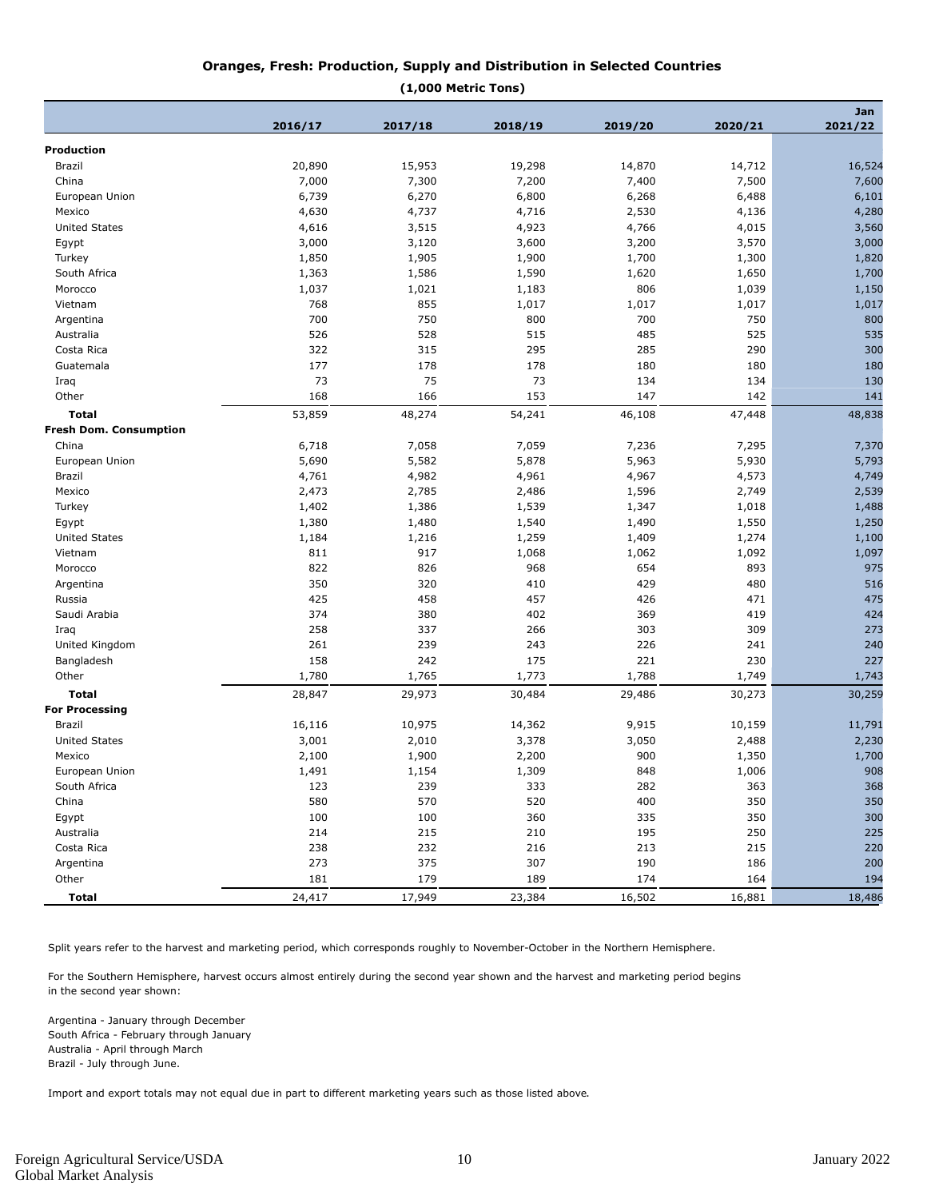## Oranges, Fresh: Production, Supply and Distribution in Selected Countries

**(1,000 Metric Tons)**

| | 2016/17 | 2017/18 | 2018/19 | 2019/20 | 2020/21 | Jan 2021/22 |
|---|---|---|---|---|---|---|
| **Production** | | | | | | |
| Brazil | 20,890 | 15,953 | 19,298 | 14,870 | 14,712 | 16,524 |
| China | 7,000 | 7,300 | 7,200 | 7,400 | 7,500 | 7,600 |
| European Union | 6,739 | 6,270 | 6,800 | 6,268 | 6,488 | 6,101 |
| Mexico | 4,630 | 4,737 | 4,716 | 2,530 | 4,136 | 4,280 |
| United States | 4,616 | 3,515 | 4,923 | 4,766 | 4,015 | 3,560 |
| Egypt | 3,000 | 3,120 | 3,600 | 3,200 | 3,570 | 3,000 |
| Turkey | 1,850 | 1,905 | 1,900 | 1,700 | 1,300 | 1,820 |
| South Africa | 1,363 | 1,586 | 1,590 | 1,620 | 1,650 | 1,700 |
| Morocco | 1,037 | 1,021 | 1,183 | 806 | 1,039 | 1,150 |
| Vietnam | 768 | 855 | 1,017 | 1,017 | 1,017 | 1,017 |
| Argentina | 700 | 750 | 800 | 700 | 750 | 800 |
| Australia | 526 | 528 | 515 | 485 | 525 | 535 |
| Costa Rica | 322 | 315 | 295 | 285 | 290 | 300 |
| Guatemala | 177 | 178 | 178 | 180 | 180 | 180 |
| Iraq | 73 | 75 | 73 | 134 | 134 | 130 |
| Other | 168 | 166 | 153 | 147 | 142 | 141 |
| **Total** | 53,859 | 48,274 | 54,241 | 46,108 | 47,448 | 48,838 |
| **Fresh Dom. Consumption** | | | | | | |
| China | 6,718 | 7,058 | 7,059 | 7,236 | 7,295 | 7,370 |
| European Union | 5,690 | 5,582 | 5,878 | 5,963 | 5,930 | 5,793 |
| Brazil | 4,761 | 4,982 | 4,961 | 4,967 | 4,573 | 4,749 |
| Mexico | 2,473 | 2,785 | 2,486 | 1,596 | 2,749 | 2,539 |
| Turkey | 1,402 | 1,386 | 1,539 | 1,347 | 1,018 | 1,488 |
| Egypt | 1,380 | 1,480 | 1,540 | 1,490 | 1,550 | 1,250 |
| United States | 1,184 | 1,216 | 1,259 | 1,409 | 1,274 | 1,100 |
| Vietnam | 811 | 917 | 1,068 | 1,062 | 1,092 | 1,097 |
| Morocco | 822 | 826 | 968 | 654 | 893 | 975 |
| Argentina | 350 | 320 | 410 | 429 | 480 | 516 |
| Russia | 425 | 458 | 457 | 426 | 471 | 475 |
| Saudi Arabia | 374 | 380 | 402 | 369 | 419 | 424 |
| Iraq | 258 | 337 | 266 | 303 | 309 | 273 |
| United Kingdom | 261 | 239 | 243 | 226 | 241 | 240 |
| Bangladesh | 158 | 242 | 175 | 221 | 230 | 227 |
| Other | 1,780 | 1,765 | 1,773 | 1,788 | 1,749 | 1,743 |
| **Total** | 28,847 | 29,973 | 30,484 | 29,486 | 30,273 | 30,259 |
| **For Processing** | | | | | | |
| Brazil | 16,116 | 10,975 | 14,362 | 9,915 | 10,159 | 11,791 |
| United States | 3,001 | 2,010 | 3,378 | 3,050 | 2,488 | 2,230 |
| Mexico | 2,100 | 1,900 | 2,200 | 900 | 1,350 | 1,700 |
| European Union | 1,491 | 1,154 | 1,309 | 848 | 1,006 | 908 |
| South Africa | 123 | 239 | 333 | 282 | 363 | 368 |
| China | 580 | 570 | 520 | 400 | 350 | 350 |
| Egypt | 100 | 100 | 360 | 335 | 350 | 300 |
| Australia | 214 | 215 | 210 | 195 | 250 | 225 |
| Costa Rica | 238 | 232 | 216 | 213 | 215 | 220 |
| Argentina | 273 | 375 | 307 | 190 | 186 | 200 |
| Other | 181 | 179 | 189 | 174 | 164 | 194 |
| **Total** | 24,417 | 17,949 | 23,384 | 16,502 | 16,881 | 18,486 |

Split years refer to the harvest and marketing period, which corresponds roughly to November-October in the Northern Hemisphere.

For the Southern Hemisphere, harvest occurs almost entirely during the second year shown and the harvest and marketing period begins in the second year shown:

Argentina - January through December
South Africa - February through January
Australia - April through March
Brazil - July through June.

Import and export totals may not equal due in part to different marketing years such as those listed above.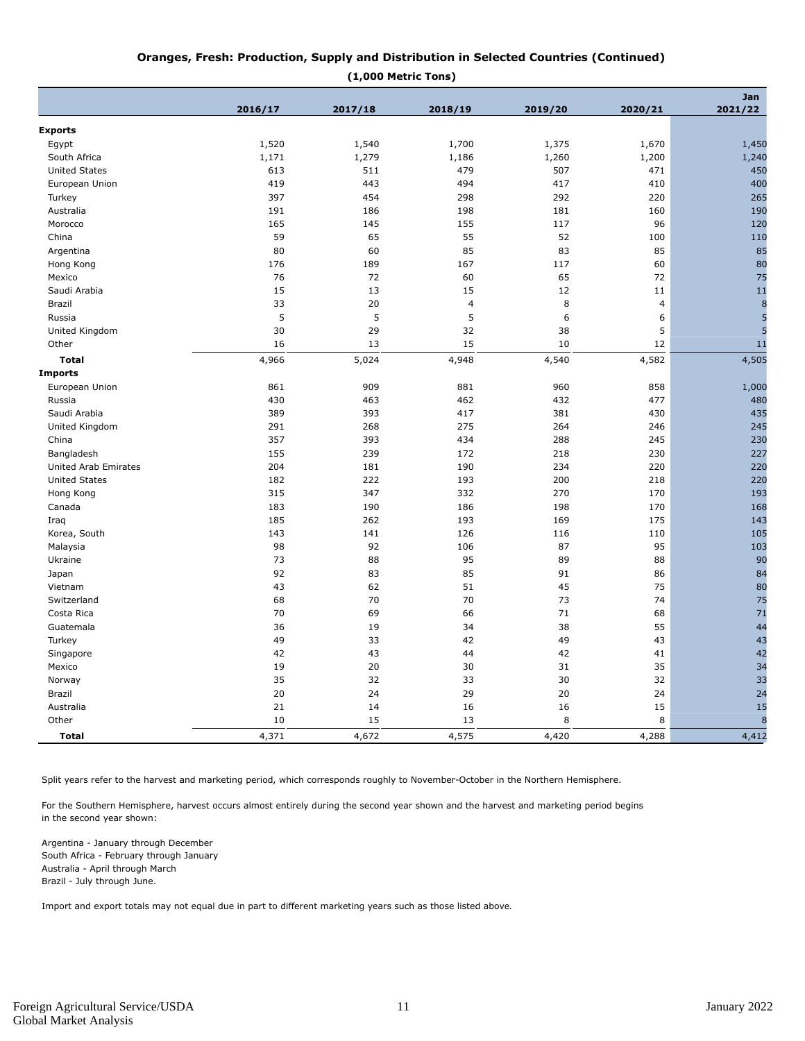## Oranges, Fresh: Production, Supply and Distribution in Selected Countries (Continued)

**(1,000 Metric Tons)**

| | 2016/17 | 2017/18 | 2018/19 | 2019/20 | 2020/21 | Jan 2021/22 |
|---|---|---|---|---|---|---|
| **Exports** | | | | | | |
| Egypt | 1,520 | 1,540 | 1,700 | 1,375 | 1,670 | 1,450 |
| South Africa | 1,171 | 1,279 | 1,186 | 1,260 | 1,200 | 1,240 |
| United States | 613 | 511 | 479 | 507 | 471 | 450 |
| European Union | 419 | 443 | 494 | 417 | 410 | 400 |
| Turkey | 397 | 454 | 298 | 292 | 220 | 265 |
| Australia | 191 | 186 | 198 | 181 | 160 | 190 |
| Morocco | 165 | 145 | 155 | 117 | 96 | 120 |
| China | 59 | 65 | 55 | 52 | 100 | 110 |
| Argentina | 80 | 60 | 85 | 83 | 85 | 85 |
| Hong Kong | 176 | 189 | 167 | 117 | 60 | 80 |
| Mexico | 76 | 72 | 60 | 65 | 72 | 75 |
| Saudi Arabia | 15 | 13 | 15 | 12 | 11 | 11 |
| Brazil | 33 | 20 | 4 | 8 | 4 | 8 |
| Russia | 5 | 5 | 5 | 6 | 6 | 5 |
| United Kingdom | 30 | 29 | 32 | 38 | 5 | 5 |
| Other | 16 | 13 | 15 | 10 | 12 | 11 |
| **Total** | 4,966 | 5,024 | 4,948 | 4,540 | 4,582 | 4,505 |
| **Imports** | | | | | | |
| European Union | 861 | 909 | 881 | 960 | 858 | 1,000 |
| Russia | 430 | 463 | 462 | 432 | 477 | 480 |
| Saudi Arabia | 389 | 393 | 417 | 381 | 430 | 435 |
| United Kingdom | 291 | 268 | 275 | 264 | 246 | 245 |
| China | 357 | 393 | 434 | 288 | 245 | 230 |
| Bangladesh | 155 | 239 | 172 | 218 | 230 | 227 |
| United Arab Emirates | 204 | 181 | 190 | 234 | 220 | 220 |
| United States | 182 | 222 | 193 | 200 | 218 | 220 |
| Hong Kong | 315 | 347 | 332 | 270 | 170 | 193 |
| Canada | 183 | 190 | 186 | 198 | 170 | 168 |
| Iraq | 185 | 262 | 193 | 169 | 175 | 143 |
| Korea, South | 143 | 141 | 126 | 116 | 110 | 105 |
| Malaysia | 98 | 92 | 106 | 87 | 95 | 103 |
| Ukraine | 73 | 88 | 95 | 89 | 88 | 90 |
| Japan | 92 | 83 | 85 | 91 | 86 | 84 |
| Vietnam | 43 | 62 | 51 | 45 | 75 | 80 |
| Switzerland | 68 | 70 | 70 | 73 | 74 | 75 |
| Costa Rica | 70 | 69 | 66 | 71 | 68 | 71 |
| Guatemala | 36 | 19 | 34 | 38 | 55 | 44 |
| Turkey | 49 | 33 | 42 | 49 | 43 | 43 |
| Singapore | 42 | 43 | 44 | 42 | 41 | 42 |
| Mexico | 19 | 20 | 30 | 31 | 35 | 34 |
| Norway | 35 | 32 | 33 | 30 | 32 | 33 |
| Brazil | 20 | 24 | 29 | 20 | 24 | 24 |
| Australia | 21 | 14 | 16 | 16 | 15 | 15 |
| Other | 10 | 15 | 13 | 8 | 8 | 8 |
| **Total** | 4,371 | 4,672 | 4,575 | 4,420 | 4,288 | 4,412 |

Split years refer to the harvest and marketing period, which corresponds roughly to November-October in the Northern Hemisphere.

For the Southern Hemisphere, harvest occurs almost entirely during the second year shown and the harvest and marketing period begins in the second year shown:

Argentina - January through December
South Africa - February through January
Australia - April through March
Brazil - July through June.

Import and export totals may not equal due in part to different marketing years such as those listed above.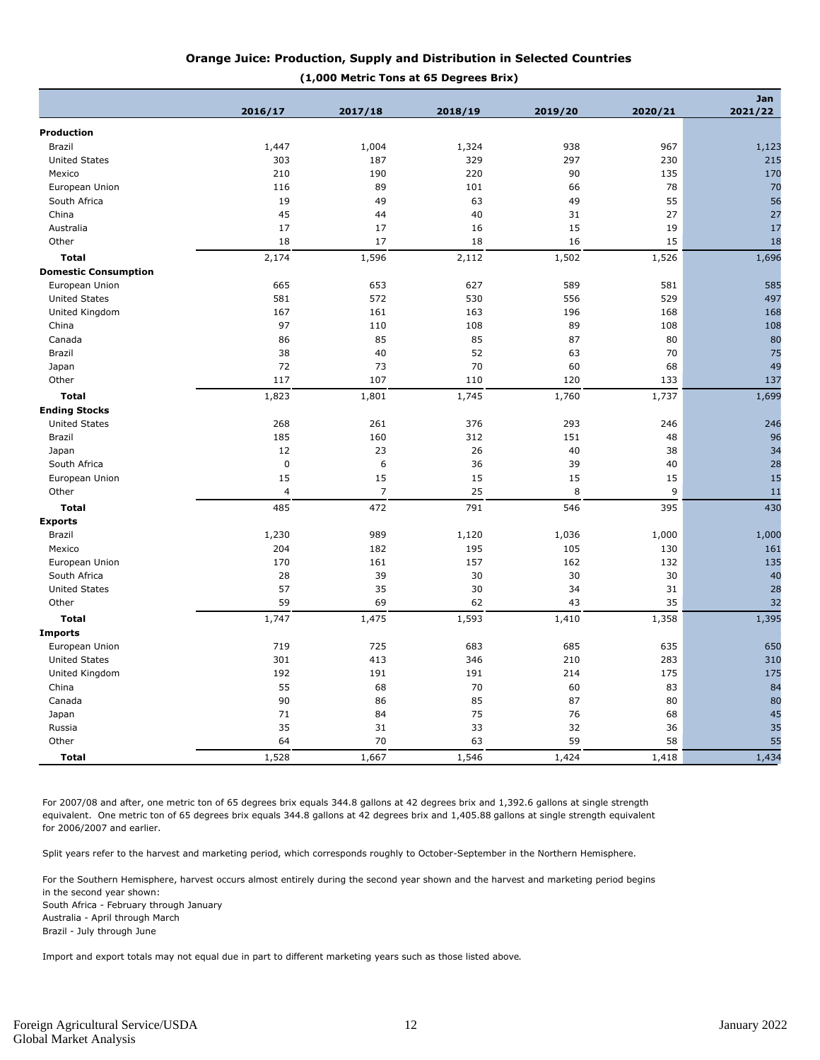## Orange Juice: Production, Supply and Distribution in Selected Countries

**(1,000 Metric Tons at 65 Degrees Brix)**

| | 2016/17 | 2017/18 | 2018/19 | 2019/20 | 2020/21 | Jan 2021/22 |
|---|---|---|---|---|---|---|
| **Production** | | | | | | |
| Brazil | 1,447 | 1,004 | 1,324 | 938 | 967 | 1,123 |
| United States | 303 | 187 | 329 | 297 | 230 | 215 |
| Mexico | 210 | 190 | 220 | 90 | 135 | 170 |
| European Union | 116 | 89 | 101 | 66 | 78 | 70 |
| South Africa | 19 | 49 | 63 | 49 | 55 | 56 |
| China | 45 | 44 | 40 | 31 | 27 | 27 |
| Australia | 17 | 17 | 16 | 15 | 19 | 17 |
| Other | 18 | 17 | 18 | 16 | 15 | 18 |
| **Total** | 2,174 | 1,596 | 2,112 | 1,502 | 1,526 | 1,696 |
| **Domestic Consumption** | | | | | | |
| European Union | 665 | 653 | 627 | 589 | 581 | 585 |
| United States | 581 | 572 | 530 | 556 | 529 | 497 |
| United Kingdom | 167 | 161 | 163 | 196 | 168 | 168 |
| China | 97 | 110 | 108 | 89 | 108 | 108 |
| Canada | 86 | 85 | 85 | 87 | 80 | 80 |
| Brazil | 38 | 40 | 52 | 63 | 70 | 75 |
| Japan | 72 | 73 | 70 | 60 | 68 | 49 |
| Other | 117 | 107 | 110 | 120 | 133 | 137 |
| **Total** | 1,823 | 1,801 | 1,745 | 1,760 | 1,737 | 1,699 |
| **Ending Stocks** | | | | | | |
| United States | 268 | 261 | 376 | 293 | 246 | 246 |
| Brazil | 185 | 160 | 312 | 151 | 48 | 96 |
| Japan | 12 | 23 | 26 | 40 | 38 | 34 |
| South Africa | 0 | 6 | 36 | 39 | 40 | 28 |
| European Union | 15 | 15 | 15 | 15 | 15 | 15 |
| Other | 4 | 7 | 25 | 8 | 9 | 11 |
| **Total** | 485 | 472 | 791 | 546 | 395 | 430 |
| **Exports** | | | | | | |
| Brazil | 1,230 | 989 | 1,120 | 1,036 | 1,000 | 1,000 |
| Mexico | 204 | 182 | 195 | 105 | 130 | 161 |
| European Union | 170 | 161 | 157 | 162 | 132 | 135 |
| South Africa | 28 | 39 | 30 | 30 | 30 | 40 |
| United States | 57 | 35 | 30 | 34 | 31 | 28 |
| Other | 59 | 69 | 62 | 43 | 35 | 32 |
| **Total** | 1,747 | 1,475 | 1,593 | 1,410 | 1,358 | 1,395 |
| **Imports** | | | | | | |
| European Union | 719 | 725 | 683 | 685 | 635 | 650 |
| United States | 301 | 413 | 346 | 210 | 283 | 310 |
| United Kingdom | 192 | 191 | 191 | 214 | 175 | 175 |
| China | 55 | 68 | 70 | 60 | 83 | 84 |
| Canada | 90 | 86 | 85 | 87 | 80 | 80 |
| Japan | 71 | 84 | 75 | 76 | 68 | 45 |
| Russia | 35 | 31 | 33 | 32 | 36 | 35 |
| Other | 64 | 70 | 63 | 59 | 58 | 55 |
| **Total** | 1,528 | 1,667 | 1,546 | 1,424 | 1,418 | 1,434 |

For 2007/08 and after, one metric ton of 65 degrees brix equals 344.8 gallons at 42 degrees brix and 1,392.6 gallons at single strength equivalent. One metric ton of 65 degrees brix equals 344.8 gallons at 42 degrees brix and 1,405.88 gallons at single strength equivalent for 2006/2007 and earlier.

Split years refer to the harvest and marketing period, which corresponds roughly to October-September in the Northern Hemisphere.

For the Southern Hemisphere, harvest occurs almost entirely during the second year shown and the harvest and marketing period begins in the second year shown:
South Africa - February through January
Australia - April through March
Brazil - July through June

Import and export totals may not equal due in part to different marketing years such as those listed above.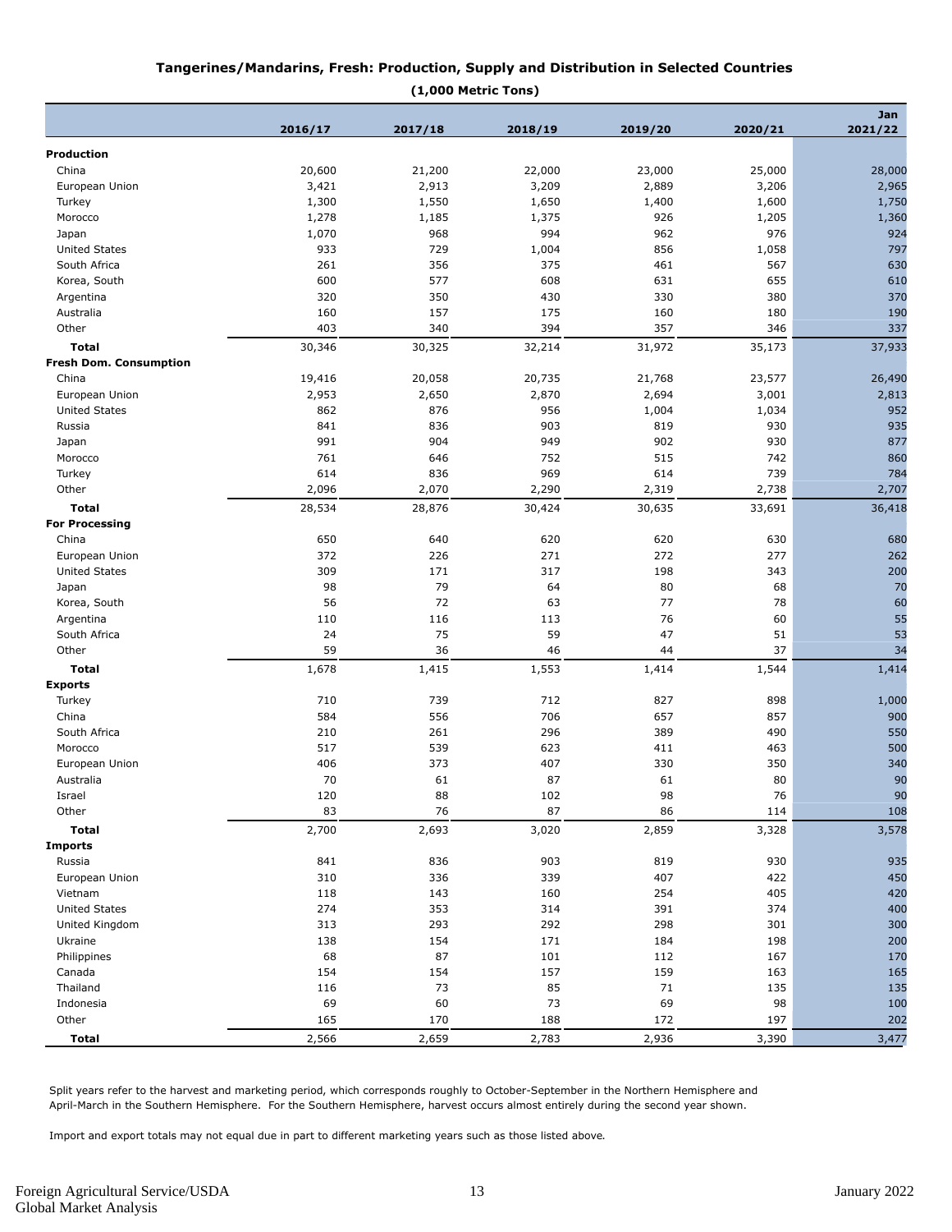### Tangerines/Mandarins, Fresh: Production, Supply and Distribution in Selected Countries

**(1,000 Metric Tons)**

| | 2016/17 | 2017/18 | 2018/19 | 2019/20 | 2020/21 | Jan 2021/22 |
|---|---|---|---|---|---|---|
| **Production** | | | | | | |
| China | 20,600 | 21,200 | 22,000 | 23,000 | 25,000 | 28,000 |
| European Union | 3,421 | 2,913 | 3,209 | 2,889 | 3,206 | 2,965 |
| Turkey | 1,300 | 1,550 | 1,650 | 1,400 | 1,600 | 1,750 |
| Morocco | 1,278 | 1,185 | 1,375 | 926 | 1,205 | 1,360 |
| Japan | 1,070 | 968 | 994 | 962 | 976 | 924 |
| United States | 933 | 729 | 1,004 | 856 | 1,058 | 797 |
| South Africa | 261 | 356 | 375 | 461 | 567 | 630 |
| Korea, South | 600 | 577 | 608 | 631 | 655 | 610 |
| Argentina | 320 | 350 | 430 | 330 | 380 | 370 |
| Australia | 160 | 157 | 175 | 160 | 180 | 190 |
| Other | 403 | 340 | 394 | 357 | 346 | 337 |
| **Total** | 30,346 | 30,325 | 32,214 | 31,972 | 35,173 | 37,933 |
| **Fresh Dom. Consumption** | | | | | | |
| China | 19,416 | 20,058 | 20,735 | 21,768 | 23,577 | 26,490 |
| European Union | 2,953 | 2,650 | 2,870 | 2,694 | 3,001 | 2,813 |
| United States | 862 | 876 | 956 | 1,004 | 1,034 | 952 |
| Russia | 841 | 836 | 903 | 819 | 930 | 935 |
| Japan | 991 | 904 | 949 | 902 | 930 | 877 |
| Morocco | 761 | 646 | 752 | 515 | 742 | 860 |
| Turkey | 614 | 836 | 969 | 614 | 739 | 784 |
| Other | 2,096 | 2,070 | 2,290 | 2,319 | 2,738 | 2,707 |
| **Total** | 28,534 | 28,876 | 30,424 | 30,635 | 33,691 | 36,418 |
| **For Processing** | | | | | | |
| China | 650 | 640 | 620 | 620 | 630 | 680 |
| European Union | 372 | 226 | 271 | 272 | 277 | 262 |
| United States | 309 | 171 | 317 | 198 | 343 | 200 |
| Japan | 98 | 79 | 64 | 80 | 68 | 70 |
| Korea, South | 56 | 72 | 63 | 77 | 78 | 60 |
| Argentina | 110 | 116 | 113 | 76 | 60 | 55 |
| South Africa | 24 | 75 | 59 | 47 | 51 | 53 |
| Other | 59 | 36 | 46 | 44 | 37 | 34 |
| **Total** | 1,678 | 1,415 | 1,553 | 1,414 | 1,544 | 1,414 |
| **Exports** | | | | | | |
| Turkey | 710 | 739 | 712 | 827 | 898 | 1,000 |
| China | 584 | 556 | 706 | 657 | 857 | 900 |
| South Africa | 210 | 261 | 296 | 389 | 490 | 550 |
| Morocco | 517 | 539 | 623 | 411 | 463 | 500 |
| European Union | 406 | 373 | 407 | 330 | 350 | 340 |
| Australia | 70 | 61 | 87 | 61 | 80 | 90 |
| Israel | 120 | 88 | 102 | 98 | 76 | 90 |
| Other | 83 | 76 | 87 | 86 | 114 | 108 |
| **Total** | 2,700 | 2,693 | 3,020 | 2,859 | 3,328 | 3,578 |
| **Imports** | | | | | | |
| Russia | 841 | 836 | 903 | 819 | 930 | 935 |
| European Union | 310 | 336 | 339 | 407 | 422 | 450 |
| Vietnam | 118 | 143 | 160 | 254 | 405 | 420 |
| United States | 274 | 353 | 314 | 391 | 374 | 400 |
| United Kingdom | 313 | 293 | 292 | 298 | 301 | 300 |
| Ukraine | 138 | 154 | 171 | 184 | 198 | 200 |
| Philippines | 68 | 87 | 101 | 112 | 167 | 170 |
| Canada | 154 | 154 | 157 | 159 | 163 | 165 |
| Thailand | 116 | 73 | 85 | 71 | 135 | 135 |
| Indonesia | 69 | 60 | 73 | 69 | 98 | 100 |
| Other | 165 | 170 | 188 | 172 | 197 | 202 |
| **Total** | 2,566 | 2,659 | 2,783 | 2,936 | 3,390 | 3,477 |

Split years refer to the harvest and marketing period, which corresponds roughly to October-September in the Northern Hemisphere and April-March in the Southern Hemisphere. For the Southern Hemisphere, harvest occurs almost entirely during the second year shown.

Import and export totals may not equal due in part to different marketing years such as those listed above.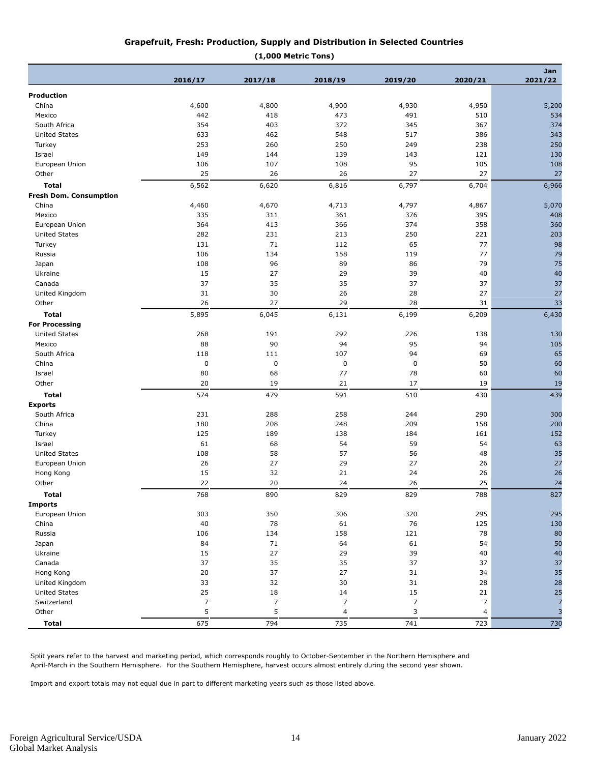## Grapefruit, Fresh: Production, Supply and Distribution in Selected Countries

**(1,000 Metric Tons)**

| | 2016/17 | 2017/18 | 2018/19 | 2019/20 | 2020/21 | Jan 2021/22 |
|---|---|---|---|---|---|---|
| **Production** | | | | | | |
| China | 4,600 | 4,800 | 4,900 | 4,930 | 4,950 | 5,200 |
| Mexico | 442 | 418 | 473 | 491 | 510 | 534 |
| South Africa | 354 | 403 | 372 | 345 | 367 | 374 |
| United States | 633 | 462 | 548 | 517 | 386 | 343 |
| Turkey | 253 | 260 | 250 | 249 | 238 | 250 |
| Israel | 149 | 144 | 139 | 143 | 121 | 130 |
| European Union | 106 | 107 | 108 | 95 | 105 | 108 |
| Other | 25 | 26 | 26 | 27 | 27 | 27 |
| **Total** | 6,562 | 6,620 | 6,816 | 6,797 | 6,704 | 6,966 |
| **Fresh Dom. Consumption** | | | | | | |
| China | 4,460 | 4,670 | 4,713 | 4,797 | 4,867 | 5,070 |
| Mexico | 335 | 311 | 361 | 376 | 395 | 408 |
| European Union | 364 | 413 | 366 | 374 | 358 | 360 |
| United States | 282 | 231 | 213 | 250 | 221 | 203 |
| Turkey | 131 | 71 | 112 | 65 | 77 | 98 |
| Russia | 106 | 134 | 158 | 119 | 77 | 79 |
| Japan | 108 | 96 | 89 | 86 | 79 | 75 |
| Ukraine | 15 | 27 | 29 | 39 | 40 | 40 |
| Canada | 37 | 35 | 35 | 37 | 37 | 37 |
| United Kingdom | 31 | 30 | 26 | 28 | 27 | 27 |
| Other | 26 | 27 | 29 | 28 | 31 | 33 |
| **Total** | 5,895 | 6,045 | 6,131 | 6,199 | 6,209 | 6,430 |
| **For Processing** | | | | | | |
| United States | 268 | 191 | 292 | 226 | 138 | 130 |
| Mexico | 88 | 90 | 94 | 95 | 94 | 105 |
| South Africa | 118 | 111 | 107 | 94 | 69 | 65 |
| China | 0 | 0 | 0 | 0 | 50 | 60 |
| Israel | 80 | 68 | 77 | 78 | 60 | 60 |
| Other | 20 | 19 | 21 | 17 | 19 | 19 |
| **Total** | 574 | 479 | 591 | 510 | 430 | 439 |
| **Exports** | | | | | | |
| South Africa | 231 | 288 | 258 | 244 | 290 | 300 |
| China | 180 | 208 | 248 | 209 | 158 | 200 |
| Turkey | 125 | 189 | 138 | 184 | 161 | 152 |
| Israel | 61 | 68 | 54 | 59 | 54 | 63 |
| United States | 108 | 58 | 57 | 56 | 48 | 35 |
| European Union | 26 | 27 | 29 | 27 | 26 | 27 |
| Hong Kong | 15 | 32 | 21 | 24 | 26 | 26 |
| Other | 22 | 20 | 24 | 26 | 25 | 24 |
| **Total** | 768 | 890 | 829 | 829 | 788 | 827 |
| **Imports** | | | | | | |
| European Union | 303 | 350 | 306 | 320 | 295 | 295 |
| China | 40 | 78 | 61 | 76 | 125 | 130 |
| Russia | 106 | 134 | 158 | 121 | 78 | 80 |
| Japan | 84 | 71 | 64 | 61 | 54 | 50 |
| Ukraine | 15 | 27 | 29 | 39 | 40 | 40 |
| Canada | 37 | 35 | 35 | 37 | 37 | 37 |
| Hong Kong | 20 | 37 | 27 | 31 | 34 | 35 |
| United Kingdom | 33 | 32 | 30 | 31 | 28 | 28 |
| United States | 25 | 18 | 14 | 15 | 21 | 25 |
| Switzerland | 7 | 7 | 7 | 7 | 7 | 7 |
| Other | 5 | 5 | 4 | 3 | 4 | 3 |
| **Total** | 675 | 794 | 735 | 741 | 723 | 730 |

Split years refer to the harvest and marketing period, which corresponds roughly to October-September in the Northern Hemisphere and April-March in the Southern Hemisphere. For the Southern Hemisphere, harvest occurs almost entirely during the second year shown.

Import and export totals may not equal due in part to different marketing years such as those listed above.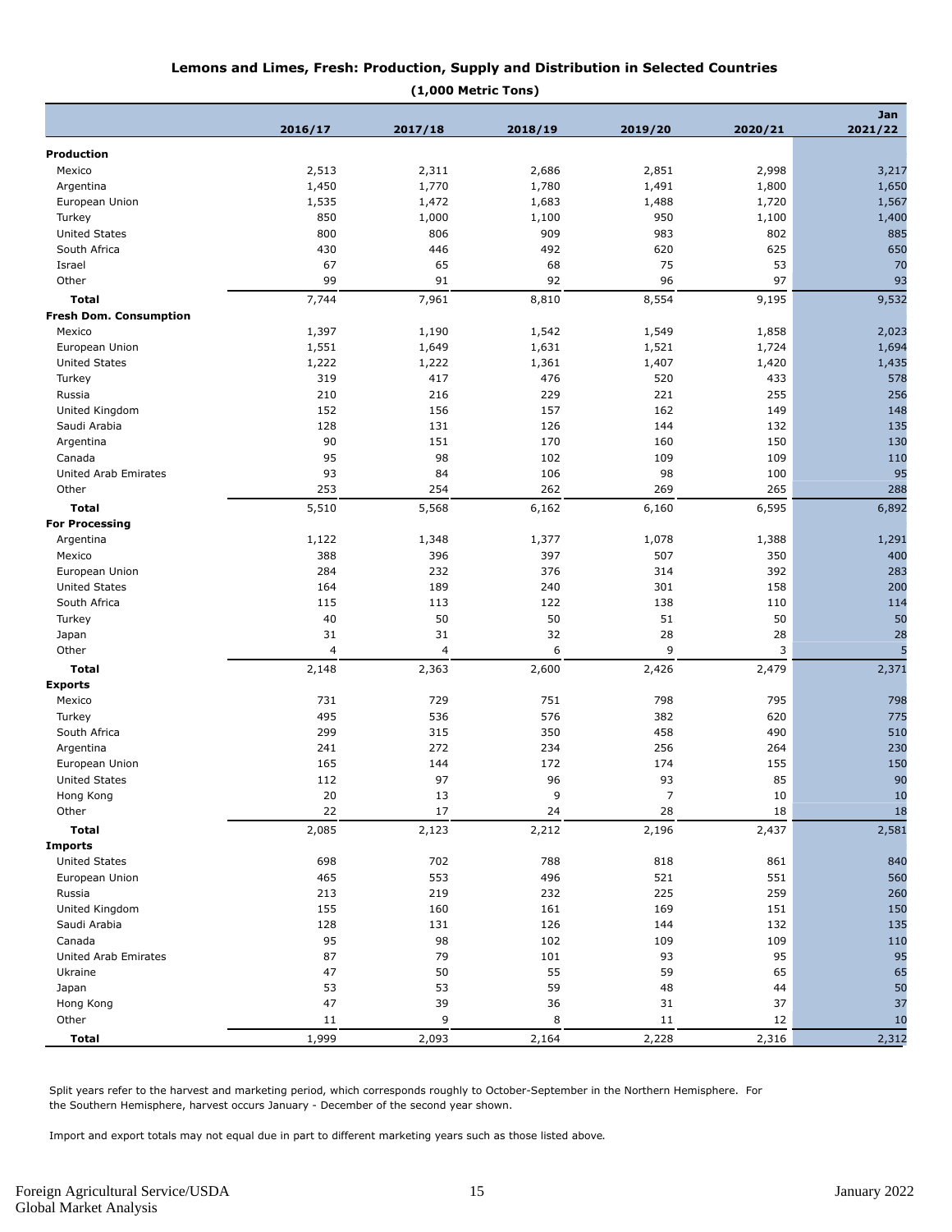**Lemons and Limes, Fresh: Production, Supply and Distribution in Selected Countries**

**(1,000 Metric Tons)**

| | 2016/17 | 2017/18 | 2018/19 | 2019/20 | 2020/21 | Jan 2021/22 |
|---|---|---|---|---|---|---|
| **Production** | | | | | | |
| Mexico | 2,513 | 2,311 | 2,686 | 2,851 | 2,998 | 3,217 |
| Argentina | 1,450 | 1,770 | 1,780 | 1,491 | 1,800 | 1,650 |
| European Union | 1,535 | 1,472 | 1,683 | 1,488 | 1,720 | 1,567 |
| Turkey | 850 | 1,000 | 1,100 | 950 | 1,100 | 1,400 |
| United States | 800 | 806 | 909 | 983 | 802 | 885 |
| South Africa | 430 | 446 | 492 | 620 | 625 | 650 |
| Israel | 67 | 65 | 68 | 75 | 53 | 70 |
| Other | 99 | 91 | 92 | 96 | 97 | 93 |
| **Total** | 7,744 | 7,961 | 8,810 | 8,554 | 9,195 | 9,532 |
| **Fresh Dom. Consumption** | | | | | | |
| Mexico | 1,397 | 1,190 | 1,542 | 1,549 | 1,858 | 2,023 |
| European Union | 1,551 | 1,649 | 1,631 | 1,521 | 1,724 | 1,694 |
| United States | 1,222 | 1,222 | 1,361 | 1,407 | 1,420 | 1,435 |
| Turkey | 319 | 417 | 476 | 520 | 433 | 578 |
| Russia | 210 | 216 | 229 | 221 | 255 | 256 |
| United Kingdom | 152 | 156 | 157 | 162 | 149 | 148 |
| Saudi Arabia | 128 | 131 | 126 | 144 | 132 | 135 |
| Argentina | 90 | 151 | 170 | 160 | 150 | 130 |
| Canada | 95 | 98 | 102 | 109 | 109 | 110 |
| United Arab Emirates | 93 | 84 | 106 | 98 | 100 | 95 |
| Other | 253 | 254 | 262 | 269 | 265 | 288 |
| **Total** | 5,510 | 5,568 | 6,162 | 6,160 | 6,595 | 6,892 |
| **For Processing** | | | | | | |
| Argentina | 1,122 | 1,348 | 1,377 | 1,078 | 1,388 | 1,291 |
| Mexico | 388 | 396 | 397 | 507 | 350 | 400 |
| European Union | 284 | 232 | 376 | 314 | 392 | 283 |
| United States | 164 | 189 | 240 | 301 | 158 | 200 |
| South Africa | 115 | 113 | 122 | 138 | 110 | 114 |
| Turkey | 40 | 50 | 50 | 51 | 50 | 50 |
| Japan | 31 | 31 | 32 | 28 | 28 | 28 |
| Other | 4 | 4 | 6 | 9 | 3 | 5 |
| **Total** | 2,148 | 2,363 | 2,600 | 2,426 | 2,479 | 2,371 |
| **Exports** | | | | | | |
| Mexico | 731 | 729 | 751 | 798 | 795 | 798 |
| Turkey | 495 | 536 | 576 | 382 | 620 | 775 |
| South Africa | 299 | 315 | 350 | 458 | 490 | 510 |
| Argentina | 241 | 272 | 234 | 256 | 264 | 230 |
| European Union | 165 | 144 | 172 | 174 | 155 | 150 |
| United States | 112 | 97 | 96 | 93 | 85 | 90 |
| Hong Kong | 20 | 13 | 9 | 7 | 10 | 10 |
| Other | 22 | 17 | 24 | 28 | 18 | 18 |
| **Total** | 2,085 | 2,123 | 2,212 | 2,196 | 2,437 | 2,581 |
| **Imports** | | | | | | |
| United States | 698 | 702 | 788 | 818 | 861 | 840 |
| European Union | 465 | 553 | 496 | 521 | 551 | 560 |
| Russia | 213 | 219 | 232 | 225 | 259 | 260 |
| United Kingdom | 155 | 160 | 161 | 169 | 151 | 150 |
| Saudi Arabia | 128 | 131 | 126 | 144 | 132 | 135 |
| Canada | 95 | 98 | 102 | 109 | 109 | 110 |
| United Arab Emirates | 87 | 79 | 101 | 93 | 95 | 95 |
| Ukraine | 47 | 50 | 55 | 59 | 65 | 65 |
| Japan | 53 | 53 | 59 | 48 | 44 | 50 |
| Hong Kong | 47 | 39 | 36 | 31 | 37 | 37 |
| Other | 11 | 9 | 8 | 11 | 12 | 10 |
| **Total** | 1,999 | 2,093 | 2,164 | 2,228 | 2,316 | 2,312 |

Split years refer to the harvest and marketing period, which corresponds roughly to October-September in the Northern Hemisphere. For the Southern Hemisphere, harvest occurs January - December of the second year shown.

Import and export totals may not equal due in part to different marketing years such as those listed above.